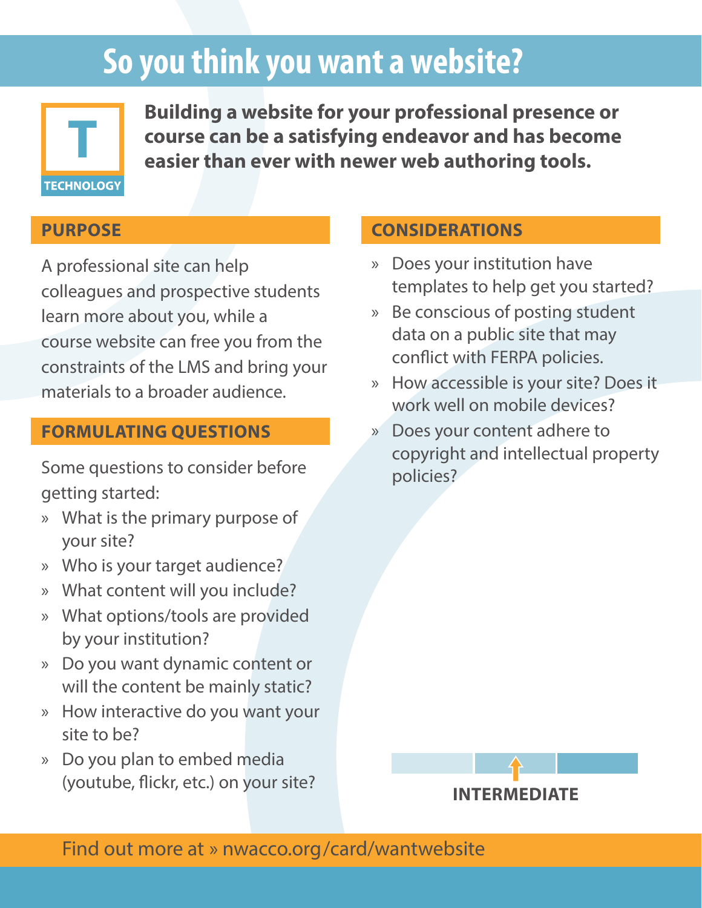# So you think you want a website?

**T**
**TECHNOLOGY**

**Building a website for your professional presence or course can be a satisfying endeavor and has become easier than ever with newer web authoring tools.**

## PURPOSE

A professional site can help colleagues and prospective students learn more about you, while a course website can free you from the constraints of the LMS and bring your materials to a broader audience.

## FORMULATING QUESTIONS

Some questions to consider before getting started:

- What is the primary purpose of your site?
- Who is your target audience?
- What content will you include?
- What options/tools are provided by your institution?
- Do you want dynamic content or will the content be mainly static?
- How interactive do you want your site to be?
- Do you plan to embed media (youtube, flickr, etc.) on your site?

## CONSIDERATIONS

- Does your institution have templates to help get you started?
- Be conscious of posting student data on a public site that may conflict with FERPA policies.
- How accessible is your site? Does it work well on mobile devices?
- Does your content adhere to copyright and intellectual property policies?

**INTERMEDIATE**

Find out more at » nwacco.org/card/wantwebsite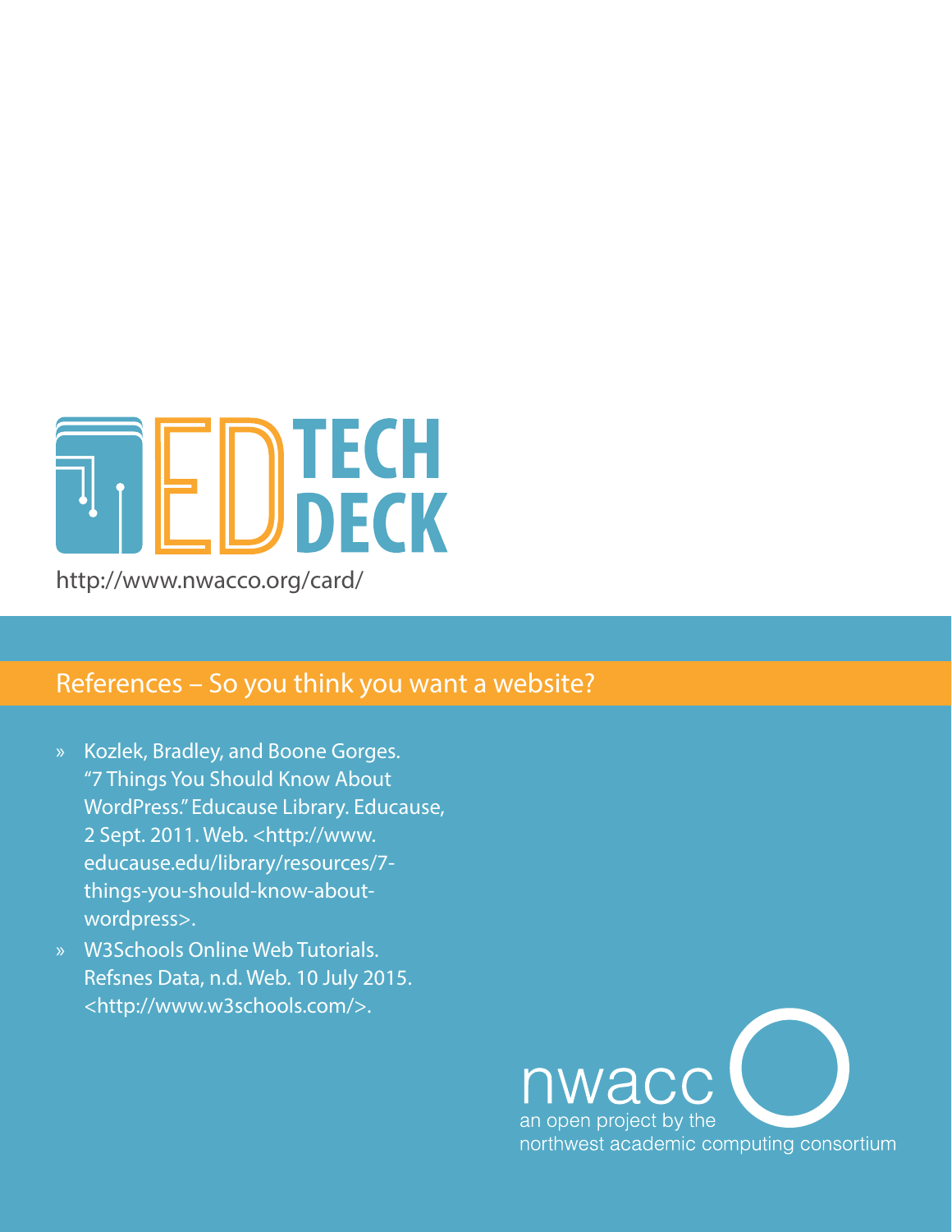# ED TECH DECK

http://www.nwacco.org/card/

## References – So you think you want a website?

- Kozlek, Bradley, and Boone Gorges. "7 Things You Should Know About WordPress." Educause Library. Educause, 2 Sept. 2011. Web. <http://www.educause.edu/library/resources/7-things-you-should-know-about-wordpress>.
- W3Schools Online Web Tutorials. Refsnes Data, n.d. Web. 10 July 2015. <http://www.w3schools.com/>.

nwacco
an open project by the
northwest academic computing consortium